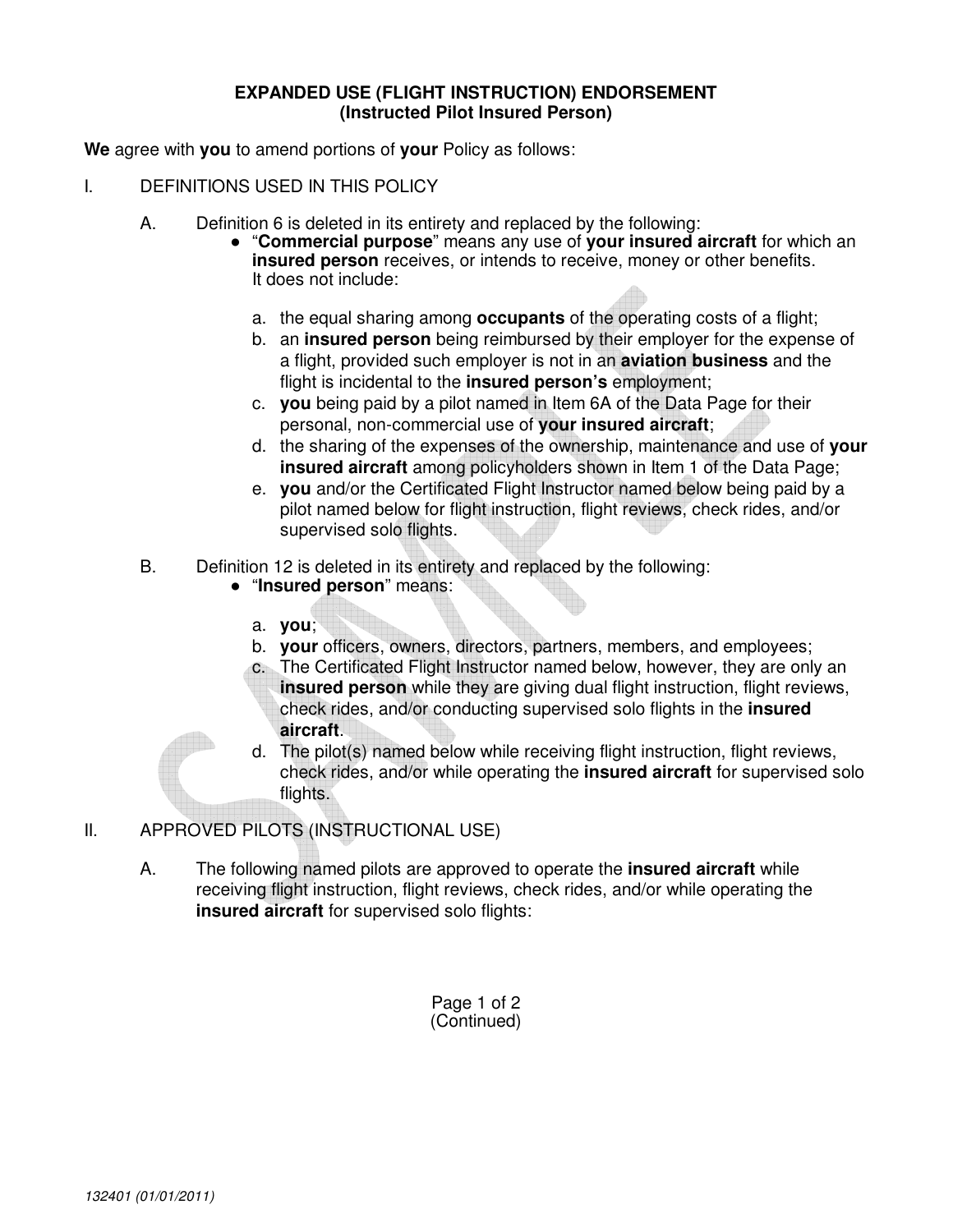# EXPANDED USE (FLIGHT INSTRUCTION) ENDORSEMENT
## (Instructed Pilot Insured Person)

**We** agree with **you** to amend portions of **your** Policy as follows:

I. DEFINITIONS USED IN THIS POLICY

A. Definition 6 is deleted in its entirety and replaced by the following:

- "**Commercial purpose**" means any use of **your insured aircraft** for which an **insured person** receives, or intends to receive, money or other benefits. It does not include:

  a. the equal sharing among **occupants** of the operating costs of a flight;
  b. an **insured person** being reimbursed by their employer for the expense of a flight, provided such employer is not in an **aviation business** and the flight is incidental to the **insured person's** employment;
  c. **you** being paid by a pilot named in Item 6A of the Data Page for their personal, non-commercial use of **your insured aircraft**;
  d. the sharing of the expenses of the ownership, maintenance and use of **your insured aircraft** among policyholders shown in Item 1 of the Data Page;
  e. **you** and/or the Certificated Flight Instructor named below being paid by a pilot named below for flight instruction, flight reviews, check rides, and/or supervised solo flights.

B. Definition 12 is deleted in its entirety and replaced by the following:

- "**Insured person**" means:

  a. **you**;
  b. **your** officers, owners, directors, partners, members, and employees;
  c. The Certificated Flight Instructor named below, however, they are only an **insured person** while they are giving dual flight instruction, flight reviews, check rides, and/or conducting supervised solo flights in the **insured aircraft**.
  d. The pilot(s) named below while receiving flight instruction, flight reviews, check rides, and/or while operating the **insured aircraft** for supervised solo flights.

II. APPROVED PILOTS (INSTRUCTIONAL USE)

A. The following named pilots are approved to operate the **insured aircraft** while receiving flight instruction, flight reviews, check rides, and/or while operating the **insured aircraft** for supervised solo flights:

(Continued)

132401 (01/01/2011)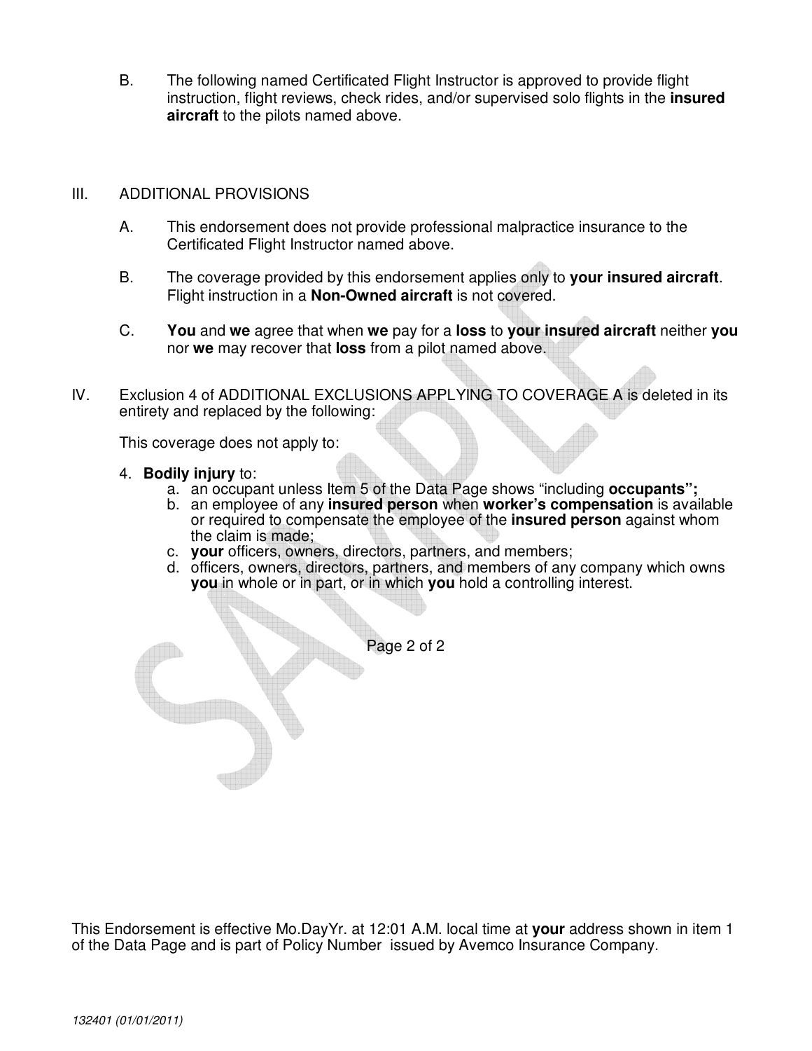B. The following named Certificated Flight Instructor is approved to provide flight instruction, flight reviews, check rides, and/or supervised solo flights in the **insured aircraft** to the pilots named above.

III. ADDITIONAL PROVISIONS

A. This endorsement does not provide professional malpractice insurance to the Certificated Flight Instructor named above.

B. The coverage provided by this endorsement applies only to **your insured aircraft**. Flight instruction in a **Non-Owned aircraft** is not covered.

C. **You** and **we** agree that when **we** pay for a **loss** to **your insured aircraft** neither **you** nor **we** may recover that **loss** from a pilot named above.

IV. Exclusion 4 of ADDITIONAL EXCLUSIONS APPLYING TO COVERAGE A is deleted in its entirety and replaced by the following:

This coverage does not apply to:

4. **Bodily injury** to:
   a. an occupant unless Item 5 of the Data Page shows "including **occupants";**
   b. an employee of any **insured person** when **worker's compensation** is available or required to compensate the employee of the **insured person** against whom the claim is made;
   c. **your** officers, owners, directors, partners, and members;
   d. officers, owners, directors, partners, and members of any company which owns **you** in whole or in part, or in which **you** hold a controlling interest.

This Endorsement is effective Mo.DayYr. at 12:01 A.M. local time at **your** address shown in item 1 of the Data Page and is part of Policy Number issued by Avemco Insurance Company.

*132401 (01/01/2011)*